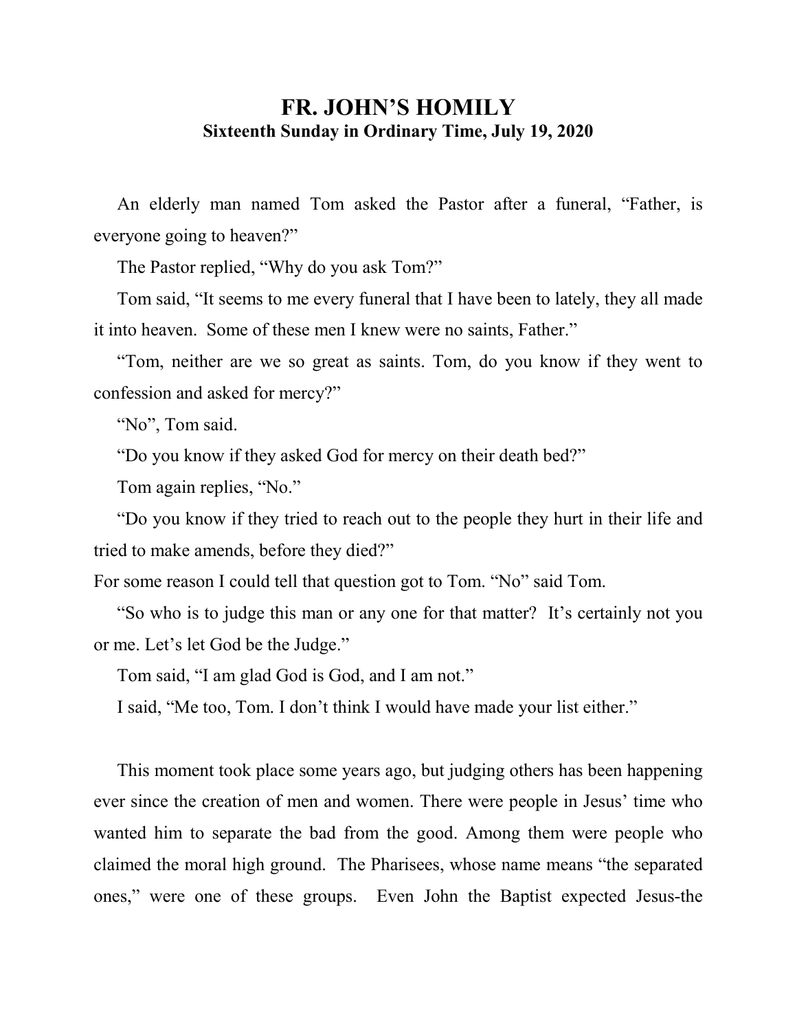# FR. JOHN'S HOMILY

**Sixteenth Sunday in Ordinary Time, July 19, 2020**

An elderly man named Tom asked the Pastor after a funeral, "Father, is everyone going to heaven?"

The Pastor replied, "Why do you ask Tom?"

Tom said, "It seems to me every funeral that I have been to lately, they all made it into heaven. Some of these men I knew were no saints, Father."

"Tom, neither are we so great as saints. Tom, do you know if they went to confession and asked for mercy?"

"No", Tom said.

"Do you know if they asked God for mercy on their death bed?"

Tom again replies, "No."

"Do you know if they tried to reach out to the people they hurt in their life and tried to make amends, before they died?"

For some reason I could tell that question got to Tom. "No" said Tom.

"So who is to judge this man or any one for that matter? It's certainly not you or me. Let's let God be the Judge."

Tom said, "I am glad God is God, and I am not."

I said, "Me too, Tom. I don't think I would have made your list either."

This moment took place some years ago, but judging others has been happening ever since the creation of men and women. There were people in Jesus' time who wanted him to separate the bad from the good. Among them were people who claimed the moral high ground. The Pharisees, whose name means "the separated ones," were one of these groups. Even John the Baptist expected Jesus-the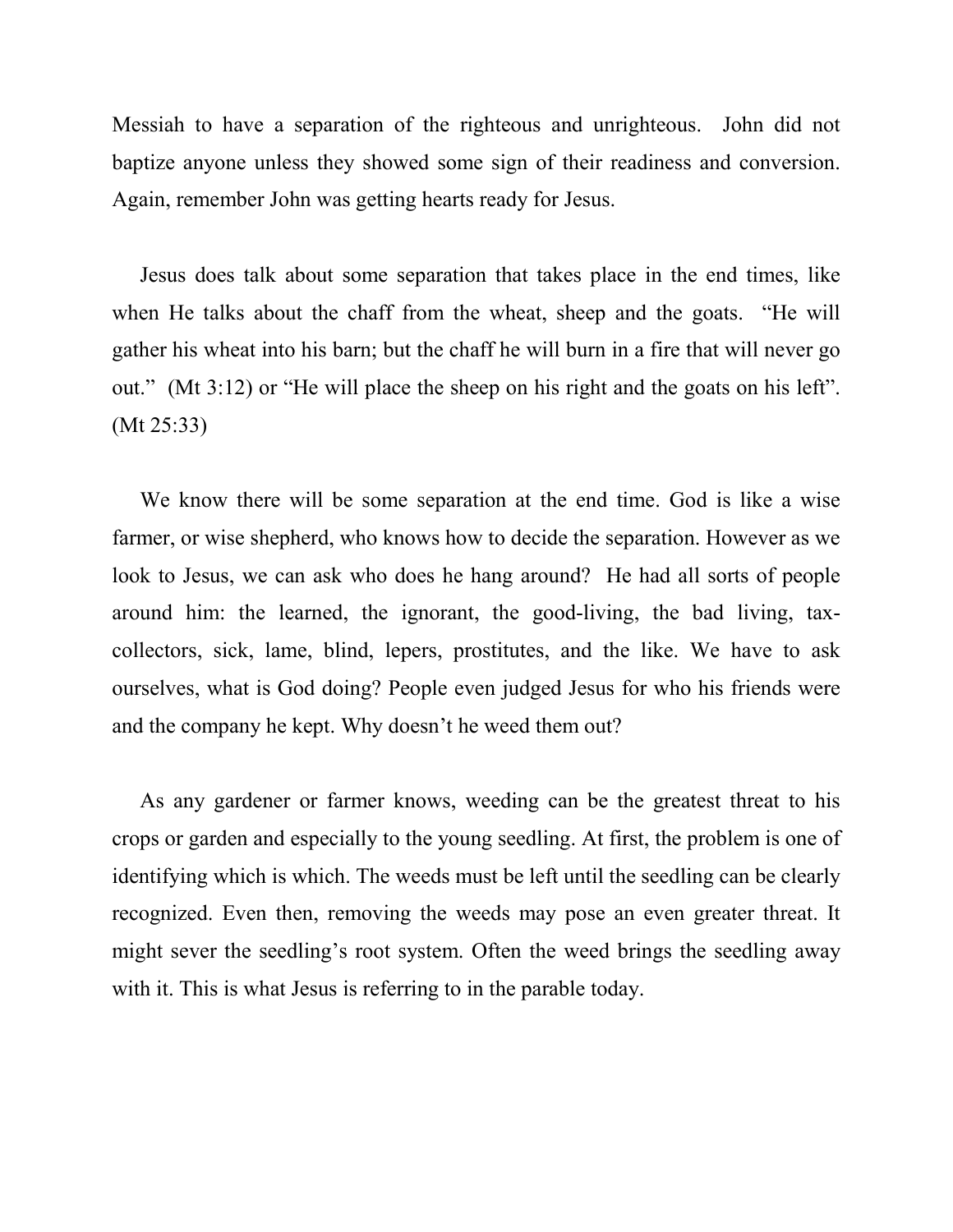Messiah to have a separation of the righteous and unrighteous. John did not baptize anyone unless they showed some sign of their readiness and conversion. Again, remember John was getting hearts ready for Jesus.

Jesus does talk about some separation that takes place in the end times, like when He talks about the chaff from the wheat, sheep and the goats. "He will gather his wheat into his barn; but the chaff he will burn in a fire that will never go out." (Mt 3:12) or "He will place the sheep on his right and the goats on his left". (Mt 25:33)

We know there will be some separation at the end time. God is like a wise farmer, or wise shepherd, who knows how to decide the separation. However as we look to Jesus, we can ask who does he hang around? He had all sorts of people around him: the learned, the ignorant, the good-living, the bad living, tax-collectors, sick, lame, blind, lepers, prostitutes, and the like. We have to ask ourselves, what is God doing? People even judged Jesus for who his friends were and the company he kept. Why doesn't he weed them out?

As any gardener or farmer knows, weeding can be the greatest threat to his crops or garden and especially to the young seedling. At first, the problem is one of identifying which is which. The weeds must be left until the seedling can be clearly recognized. Even then, removing the weeds may pose an even greater threat. It might sever the seedling's root system. Often the weed brings the seedling away with it. This is what Jesus is referring to in the parable today.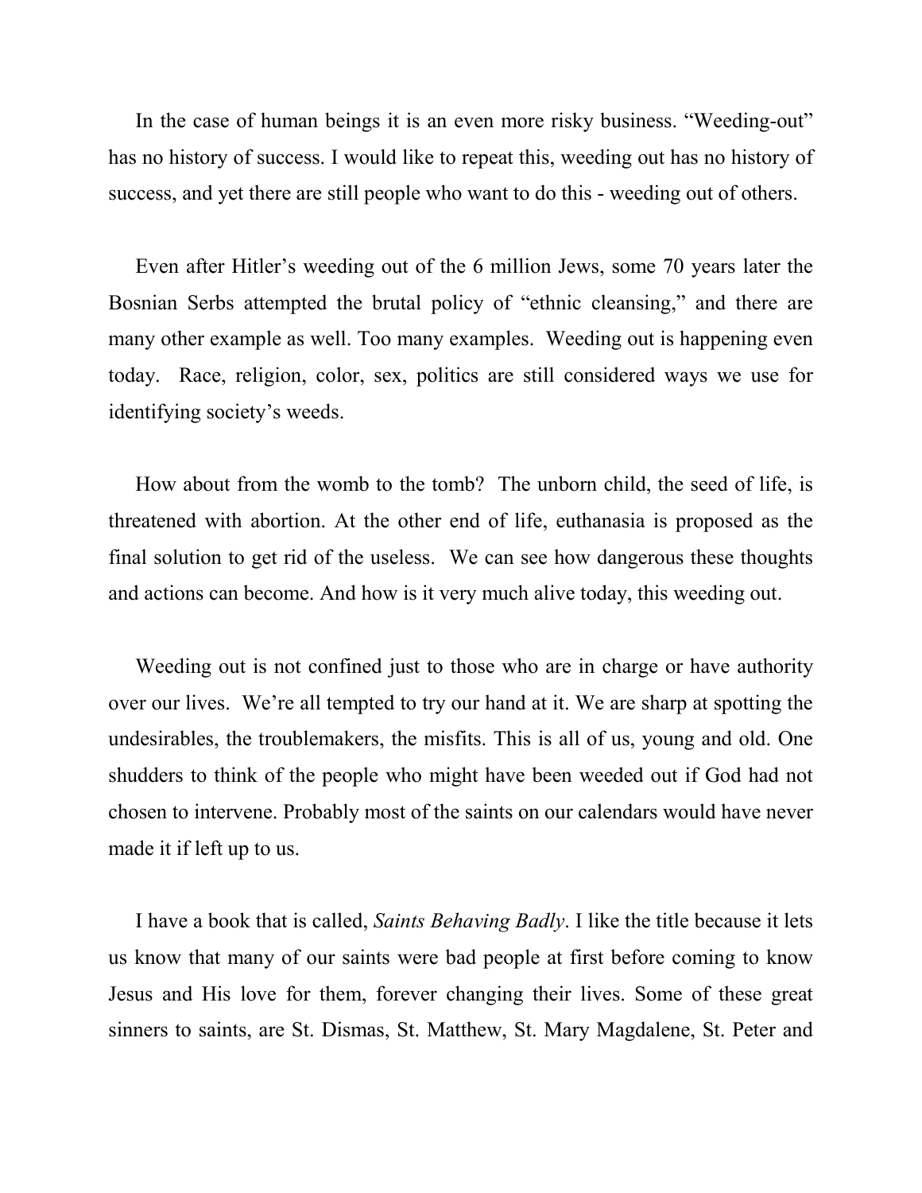In the case of human beings it is an even more risky business. “Weeding-out” has no history of success. I would like to repeat this, weeding out has no history of success, and yet there are still people who want to do this - weeding out of others.

Even after Hitler’s weeding out of the 6 million Jews, some 70 years later the Bosnian Serbs attempted the brutal policy of “ethnic cleansing,” and there are many other example as well. Too many examples. Weeding out is happening even today. Race, religion, color, sex, politics are still considered ways we use for identifying society’s weeds.

How about from the womb to the tomb? The unborn child, the seed of life, is threatened with abortion. At the other end of life, euthanasia is proposed as the final solution to get rid of the useless. We can see how dangerous these thoughts and actions can become. And how is it very much alive today, this weeding out.

Weeding out is not confined just to those who are in charge or have authority over our lives. We’re all tempted to try our hand at it. We are sharp at spotting the undesirables, the troublemakers, the misfits. This is all of us, young and old. One shudders to think of the people who might have been weeded out if God had not chosen to intervene. Probably most of the saints on our calendars would have never made it if left up to us.

I have a book that is called, *Saints Behaving Badly*. I like the title because it lets us know that many of our saints were bad people at first before coming to know Jesus and His love for them, forever changing their lives. Some of these great sinners to saints, are St. Dismas, St. Matthew, St. Mary Magdalene, St. Peter and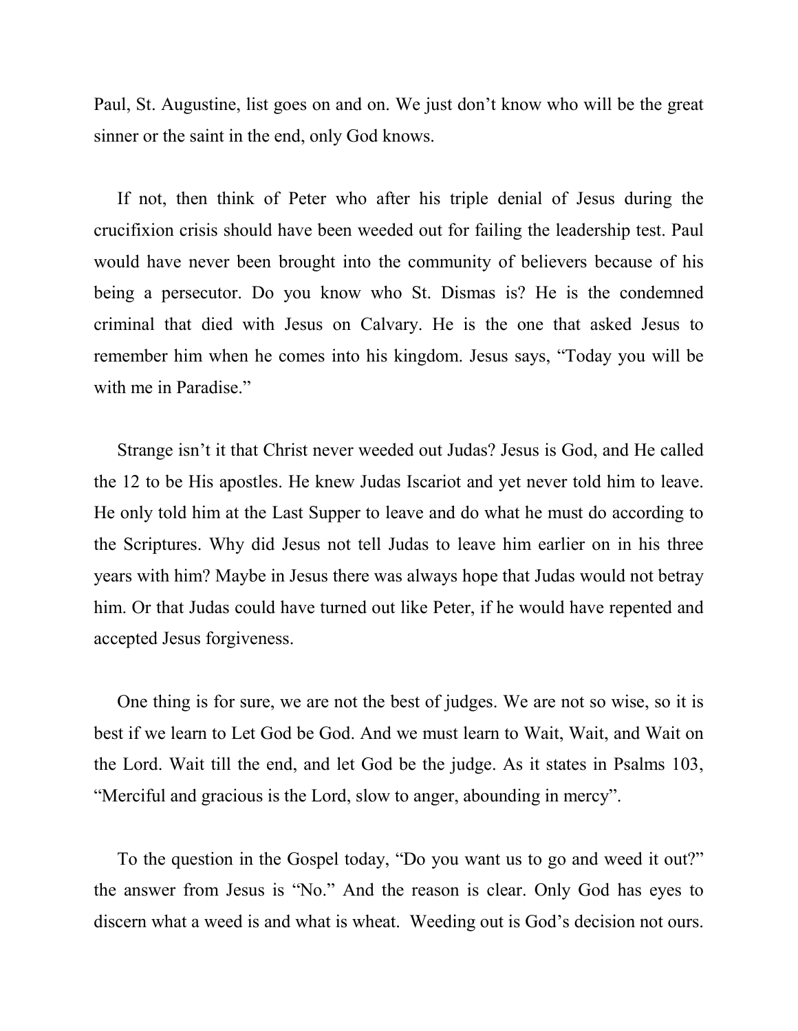Paul, St. Augustine, list goes on and on. We just don't know who will be the great sinner or the saint in the end, only God knows.

If not, then think of Peter who after his triple denial of Jesus during the crucifixion crisis should have been weeded out for failing the leadership test. Paul would have never been brought into the community of believers because of his being a persecutor. Do you know who St. Dismas is? He is the condemned criminal that died with Jesus on Calvary. He is the one that asked Jesus to remember him when he comes into his kingdom. Jesus says, "Today you will be with me in Paradise."

Strange isn't it that Christ never weeded out Judas? Jesus is God, and He called the 12 to be His apostles. He knew Judas Iscariot and yet never told him to leave. He only told him at the Last Supper to leave and do what he must do according to the Scriptures. Why did Jesus not tell Judas to leave him earlier on in his three years with him? Maybe in Jesus there was always hope that Judas would not betray him. Or that Judas could have turned out like Peter, if he would have repented and accepted Jesus forgiveness.

One thing is for sure, we are not the best of judges. We are not so wise, so it is best if we learn to Let God be God. And we must learn to Wait, Wait, and Wait on the Lord. Wait till the end, and let God be the judge. As it states in Psalms 103, "Merciful and gracious is the Lord, slow to anger, abounding in mercy".

To the question in the Gospel today, "Do you want us to go and weed it out?" the answer from Jesus is "No." And the reason is clear. Only God has eyes to discern what a weed is and what is wheat. Weeding out is God's decision not ours.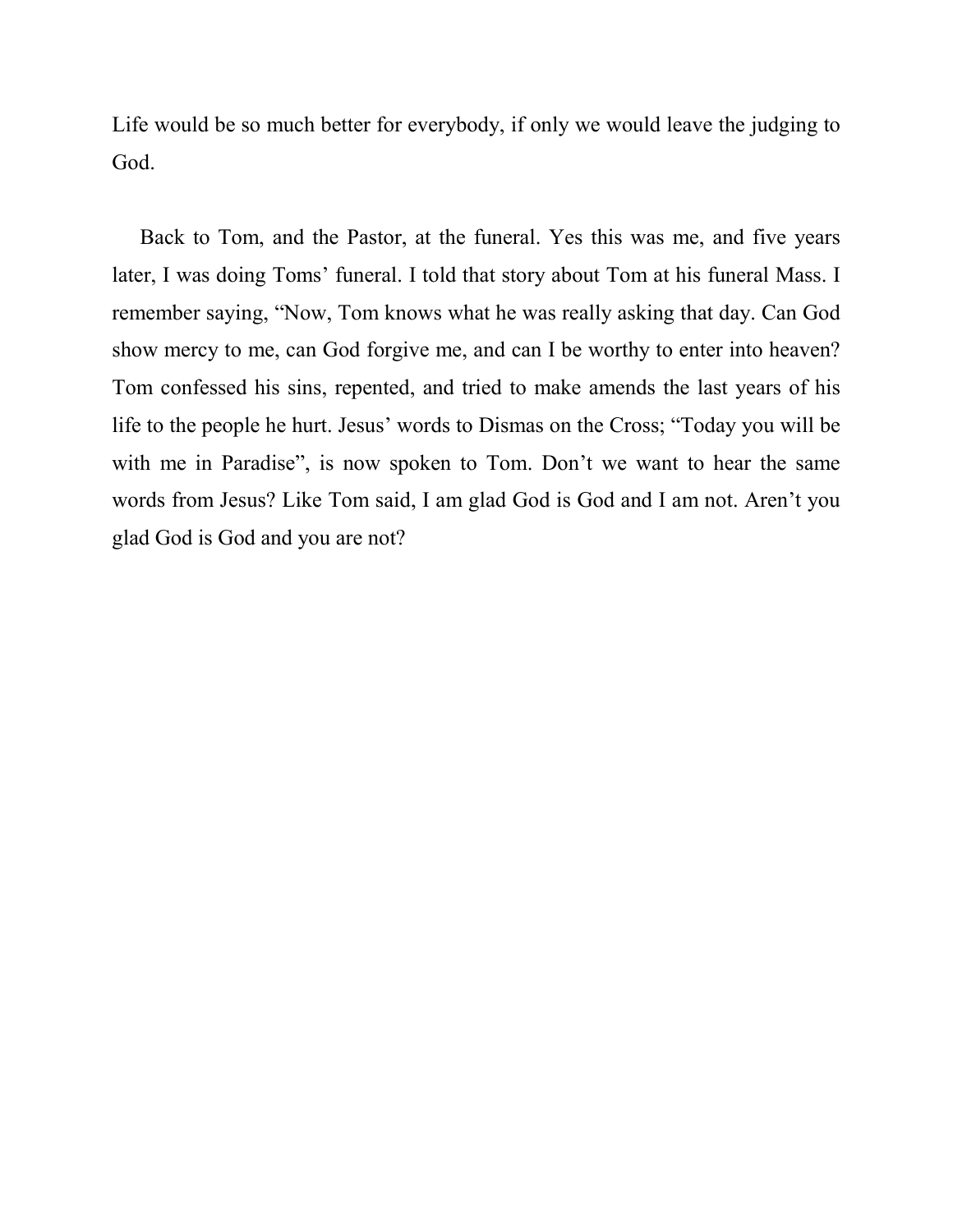Life would be so much better for everybody, if only we would leave the judging to God.

Back to Tom, and the Pastor, at the funeral. Yes this was me, and five years later, I was doing Toms' funeral. I told that story about Tom at his funeral Mass. I remember saying, "Now, Tom knows what he was really asking that day. Can God show mercy to me, can God forgive me, and can I be worthy to enter into heaven? Tom confessed his sins, repented, and tried to make amends the last years of his life to the people he hurt. Jesus' words to Dismas on the Cross; "Today you will be with me in Paradise", is now spoken to Tom. Don't we want to hear the same words from Jesus? Like Tom said, I am glad God is God and I am not. Aren't you glad God is God and you are not?